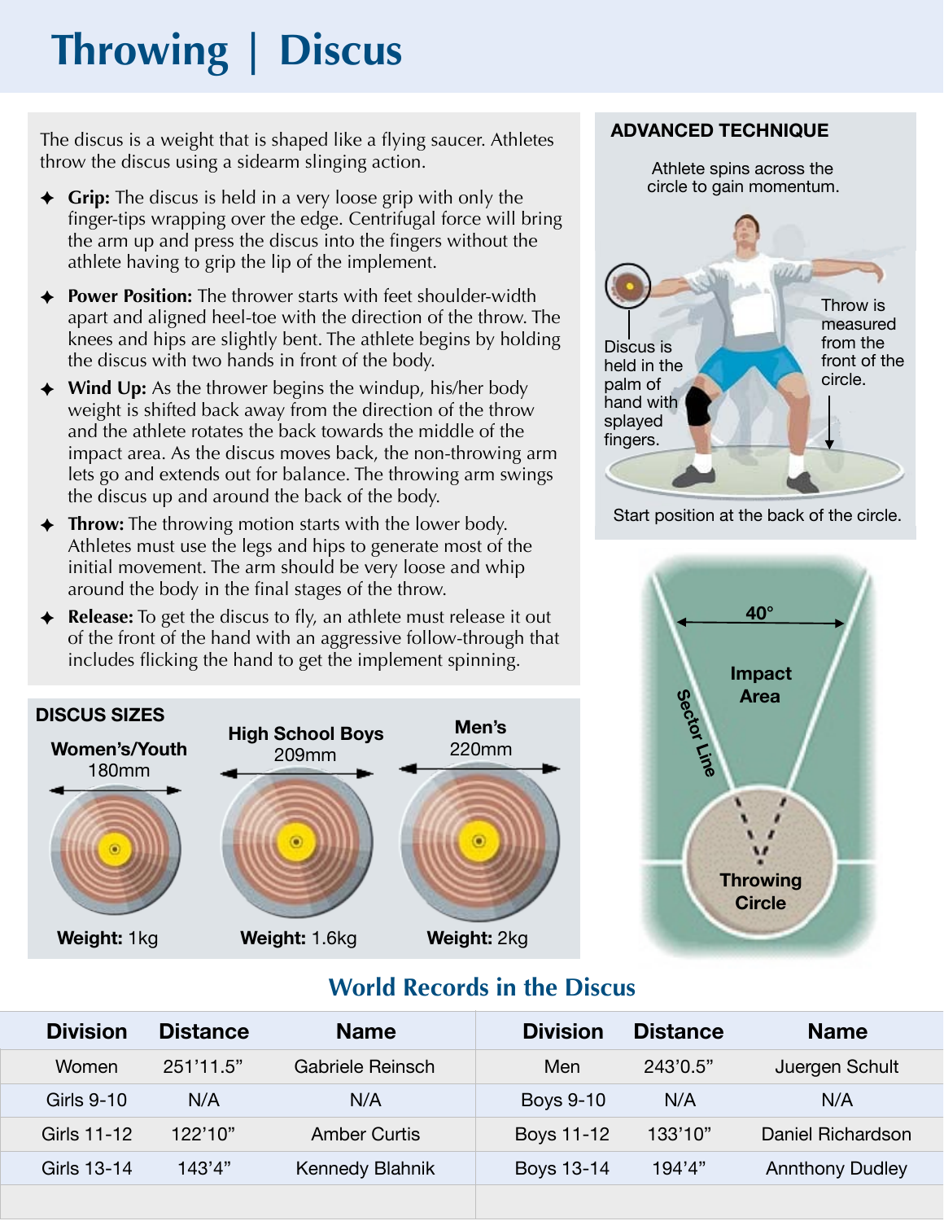# Throwing | Discus

The discus is a weight that is shaped like a flying saucer. Athletes throw the discus using a sidearm slinging action.

- **Grip:** The discus is held in a very loose grip with only the finger-tips wrapping over the edge. Centrifugal force will bring the arm up and press the discus into the fingers without the athlete having to grip the lip of the implement.
- **Power Position:** The thrower starts with feet shoulder-width apart and aligned heel-toe with the direction of the throw. The knees and hips are slightly bent. The athlete begins by holding the discus with two hands in front of the body.
- **Wind Up:** As the thrower begins the windup, his/her body weight is shifted back away from the direction of the throw and the athlete rotates the back towards the middle of the impact area. As the discus moves back, the non-throwing arm lets go and extends out for balance. The throwing arm swings the discus up and around the back of the body.
- **Throw:** The throwing motion starts with the lower body. Athletes must use the legs and hips to generate most of the initial movement. The arm should be very loose and whip around the body in the final stages of the throw.
- **Release:** To get the discus to fly, an athlete must release it out of the front of the hand with an aggressive follow-through that includes flicking the hand to get the implement spinning.

## ADVANCED TECHNIQUE

Athlete spins across the circle to gain momentum.

Discus is held in the palm of hand with splayed fingers.

Throw is measured from the front of the circle.

Start position at the back of the circle.

40°

Impact Area

Sector Line

Throwing Circle

## DISCUS SIZES

| | Women's/Youth | High School Boys | Men's |
|---|---|---|---|
| Diameter | 180mm | 209mm | 220mm |
| Weight | 1kg | 1.6kg | 2kg |

## World Records in the Discus

| Division | Distance | Name | Division | Distance | Name |
|---|---|---|---|---|---|
| Women | 251'11.5" | Gabriele Reinsch | Men | 243'0.5" | Juergen Schult |
| Girls 9-10 | N/A | N/A | Boys 9-10 | N/A | N/A |
| Girls 11-12 | 122'10" | Amber Curtis | Boys 11-12 | 133'10" | Daniel Richardson |
| Girls 13-14 | 143'4" | Kennedy Blahnik | Boys 13-14 | 194'4" | Annthony Dudley |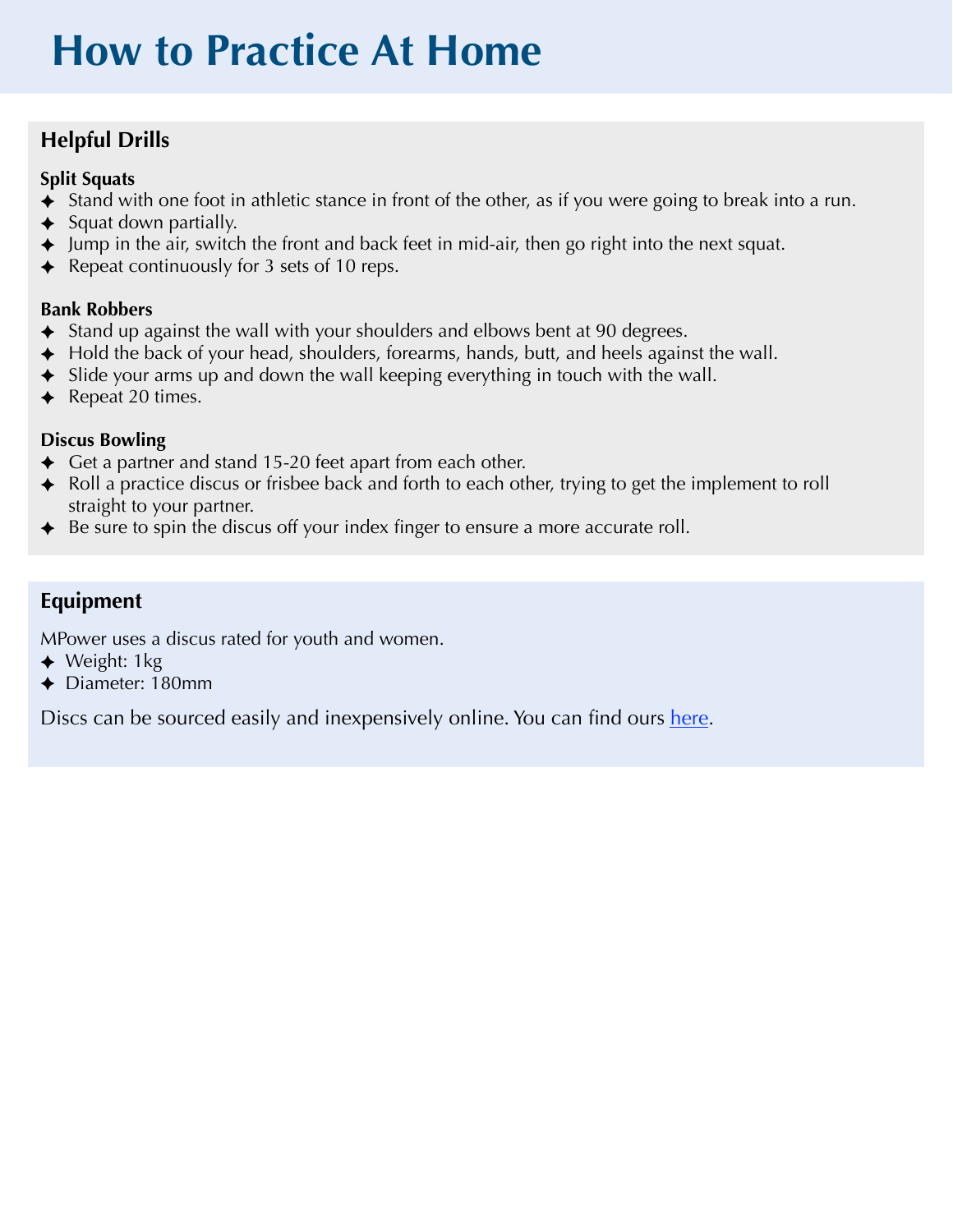# How to Practice At Home

## Helpful Drills

### Split Squats

- Stand with one foot in athletic stance in front of the other, as if you were going to break into a run.
- Squat down partially.
- Jump in the air, switch the front and back feet in mid-air, then go right into the next squat.
- Repeat continuously for 3 sets of 10 reps.

### Bank Robbers

- Stand up against the wall with your shoulders and elbows bent at 90 degrees.
- Hold the back of your head, shoulders, forearms, hands, butt, and heels against the wall.
- Slide your arms up and down the wall keeping everything in touch with the wall.
- Repeat 20 times.

### Discus Bowling

- Get a partner and stand 15-20 feet apart from each other.
- Roll a practice discus or frisbee back and forth to each other, trying to get the implement to roll straight to your partner.
- Be sure to spin the discus off your index finger to ensure a more accurate roll.

## Equipment

MPower uses a discus rated for youth and women.

- Weight: 1kg
- Diameter: 180mm

Discs can be sourced easily and inexpensively online. You can find ours here.